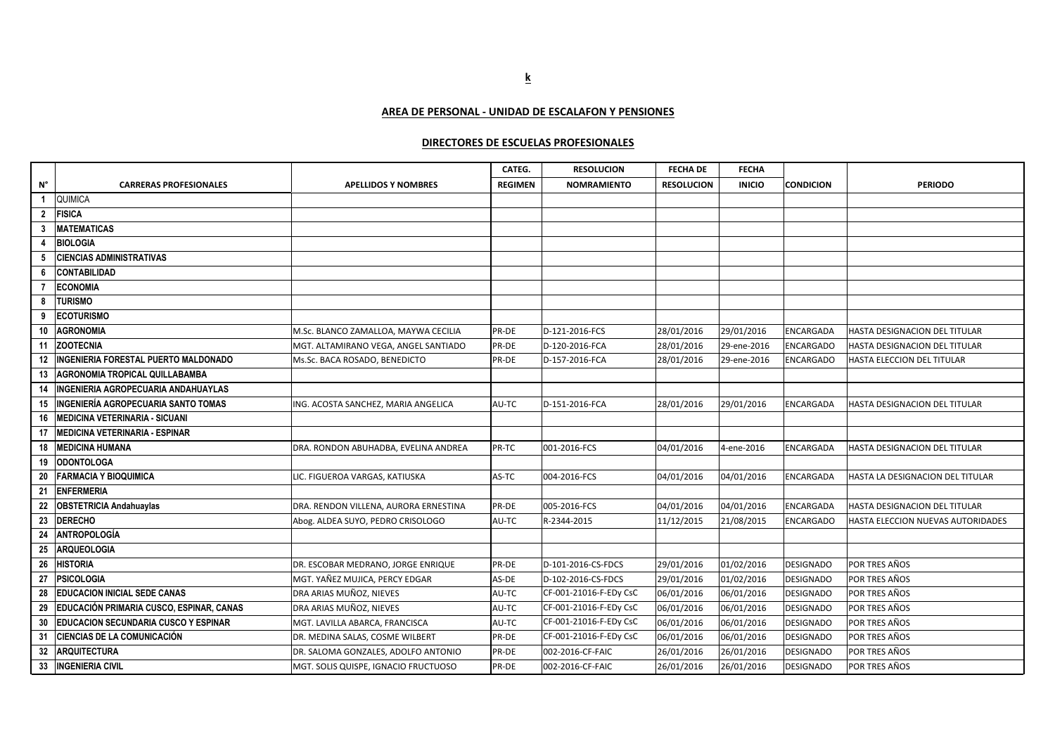**k**

## AREA DE PERSONAL - UNIDAD DE ESCALAFON Y PENSIONES

### DIRECTORES DE ESCUELAS PROFESIONALES

| N° | CARRERAS PROFESIONALES | APELLIDOS Y NOMBRES | CATEG. REGIMEN | RESOLUCION NOMRAMIENTO | FECHA DE RESOLUCION | FECHA INICIO | CONDICION | PERIODO |
|---|---|---|---|---|---|---|---|---|
| 1 | QUIMICA | | | | | | | |
| 2 | FISICA | | | | | | | |
| 3 | MATEMATICAS | | | | | | | |
| 4 | BIOLOGIA | | | | | | | |
| 5 | CIENCIAS ADMINISTRATIVAS | | | | | | | |
| 6 | CONTABILIDAD | | | | | | | |
| 7 | ECONOMIA | | | | | | | |
| 8 | TURISMO | | | | | | | |
| 9 | ECOTURISMO | | | | | | | |
| 10 | AGRONOMIA | M.Sc. BLANCO ZAMALLOA, MAYWA CECILIA | PR-DE | D-121-2016-FCS | 28/01/2016 | 29/01/2016 | ENCARGADA | HASTA DESIGNACION DEL TITULAR |
| 11 | ZOOTECNIA | MGT. ALTAMIRANO VEGA, ANGEL SANTIADO | PR-DE | D-120-2016-FCA | 28/01/2016 | 29-ene-2016 | ENCARGADO | HASTA DESIGNACION DEL TITULAR |
| 12 | INGENIERIA FORESTAL PUERTO MALDONADO | Ms.Sc. BACA ROSADO, BENEDICTO | PR-DE | D-157-2016-FCA | 28/01/2016 | 29-ene-2016 | ENCARGADO | HASTA ELECCION DEL TITULAR |
| 13 | AGRONOMIA TROPICAL QUILLABAMBA | | | | | | | |
| 14 | INGENIERIA AGROPECUARIA ANDAHUAYLAS | | | | | | | |
| 15 | INGENIERÍA AGROPECUARIA SANTO TOMAS | ING. ACOSTA SANCHEZ, MARIA ANGELICA | AU-TC | D-151-2016-FCA | 28/01/2016 | 29/01/2016 | ENCARGADA | HASTA DESIGNACION DEL TITULAR |
| 16 | MEDICINA VETERINARIA - SICUANI | | | | | | | |
| 17 | MEDICINA VETERINARIA - ESPINAR | | | | | | | |
| 18 | MEDICINA HUMANA | DRA. RONDON ABUHADBA, EVELINA ANDREA | PR-TC | 001-2016-FCS | 04/01/2016 | 4-ene-2016 | ENCARGADA | HASTA DESIGNACION DEL TITULAR |
| 19 | ODONTOLOGA | | | | | | | |
| 20 | FARMACIA Y BIOQUIMICA | LIC. FIGUEROA VARGAS, KATIUSKA | AS-TC | 004-2016-FCS | 04/01/2016 | 04/01/2016 | ENCARGADA | HASTA LA DESIGNACION DEL TITULAR |
| 21 | ENFERMERIA | | | | | | | |
| 22 | OBSTETRICIA Andahuaylas | DRA. RENDON VILLENA, AURORA ERNESTINA | PR-DE | 005-2016-FCS | 04/01/2016 | 04/01/2016 | ENCARGADA | HASTA DESIGNACION DEL TITULAR |
| 23 | DERECHO | Abog. ALDEA SUYO, PEDRO CRISOLOGO | AU-TC | R-2344-2015 | 11/12/2015 | 21/08/2015 | ENCARGADO | HASTA ELECCION NUEVAS AUTORIDADES |
| 24 | ANTROPOLOGÍA | | | | | | | |
| 25 | ARQUEOLOGIA | | | | | | | |
| 26 | HISTORIA | DR. ESCOBAR MEDRANO, JORGE ENRIQUE | PR-DE | D-101-2016-CS-FDCS | 29/01/2016 | 01/02/2016 | DESIGNADO | POR TRES AÑOS |
| 27 | PSICOLOGIA | MGT. YAÑEZ MUJICA, PERCY EDGAR | AS-DE | D-102-2016-CS-FDCS | 29/01/2016 | 01/02/2016 | DESIGNADO | POR TRES AÑOS |
| 28 | EDUCACION INICIAL SEDE CANAS | DRA ARIAS MUÑOZ, NIEVES | AU-TC | CF-001-21016-F-EDy CsC | 06/01/2016 | 06/01/2016 | DESIGNADO | POR TRES AÑOS |
| 29 | EDUCACIÓN PRIMARIA CUSCO, ESPINAR, CANAS | DRA ARIAS MUÑOZ, NIEVES | AU-TC | CF-001-21016-F-EDy CsC | 06/01/2016 | 06/01/2016 | DESIGNADO | POR TRES AÑOS |
| 30 | EDUCACION SECUNDARIA CUSCO Y ESPINAR | MGT. LAVILLA ABARCA, FRANCISCA | AU-TC | CF-001-21016-F-EDy CsC | 06/01/2016 | 06/01/2016 | DESIGNADO | POR TRES AÑOS |
| 31 | CIENCIAS DE LA COMUNICACIÓN | DR. MEDINA SALAS, COSME WILBERT | PR-DE | CF-001-21016-F-EDy CsC | 06/01/2016 | 06/01/2016 | DESIGNADO | POR TRES AÑOS |
| 32 | ARQUITECTURA | DR. SALOMA GONZALES, ADOLFO ANTONIO | PR-DE | 002-2016-CF-FAIC | 26/01/2016 | 26/01/2016 | DESIGNADO | POR TRES AÑOS |
| 33 | INGENIERIA CIVIL | MGT. SOLIS QUISPE, IGNACIO FRUCTUOSO | PR-DE | 002-2016-CF-FAIC | 26/01/2016 | 26/01/2016 | DESIGNADO | POR TRES AÑOS |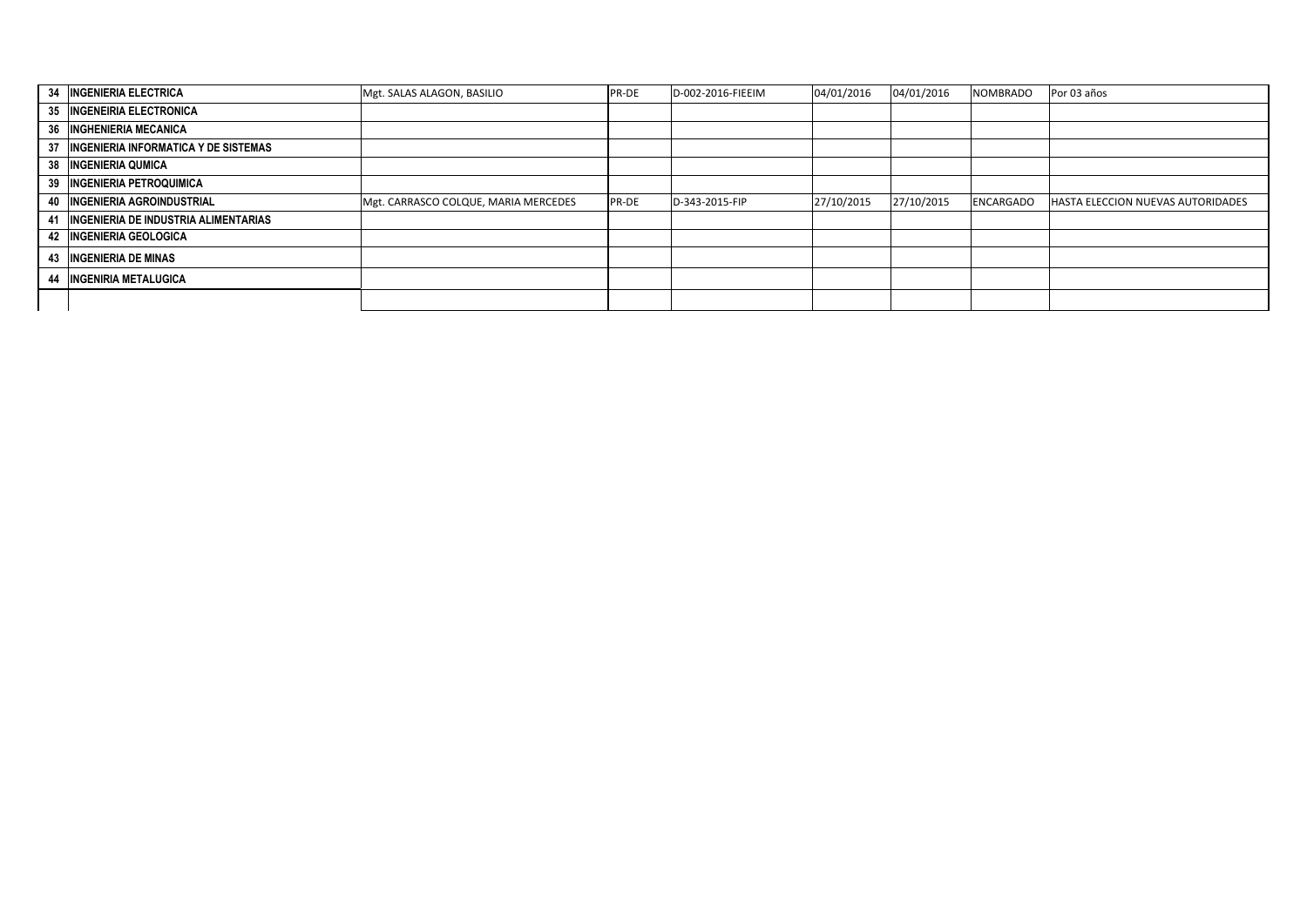| | | | | | | | | | |
|---|---|---|---|---|---|---|---|---|---|
| 34 | **INGENIERIA ELECTRICA** | Mgt. SALAS ALAGON, BASILIO | PR-DE | D-002-2016-FIEEIM | 04/01/2016 | 04/01/2016 | NOMBRADO | Por 03 años |
| 35 | **INGENEIRIA ELECTRONICA** | | | | | | | |
| 36 | **INGHENIERIA MECANICA** | | | | | | | |
| 37 | **INGENIERIA INFORMATICA Y DE SISTEMAS** | | | | | | | |
| 38 | **INGENIERIA QUMICA** | | | | | | | |
| 39 | **INGENIERIA PETROQUIMICA** | | | | | | | |
| 40 | **INGENIERIA AGROINDUSTRIAL** | Mgt. CARRASCO COLQUE, MARIA MERCEDES | PR-DE | D-343-2015-FIP | 27/10/2015 | 27/10/2015 | ENCARGADO | HASTA ELECCION NUEVAS AUTORIDADES |
| 41 | **INGENIERIA DE INDUSTRIA ALIMENTARIAS** | | | | | | | |
| 42 | **INGENIERIA GEOLOGICA** | | | | | | | |
| 43 | **INGENIERIA DE MINAS** | | | | | | | |
| 44 | **INGENIRIA METALUGICA** | | | | | | | |
| | | | | | | | | |